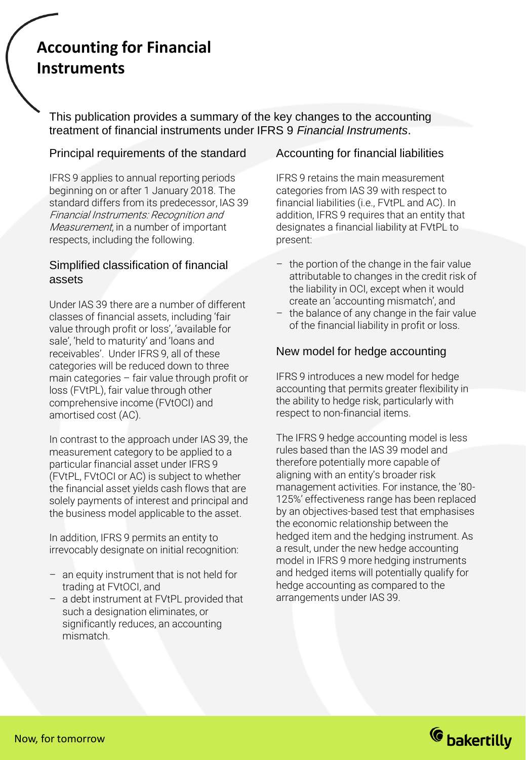# Accounting for Financial Instruments

This publication provides a summary of the key changes to the accounting treatment of financial instruments under IFRS 9 *Financial Instruments*.

## Principal requirements of the standard

IFRS 9 applies to annual reporting periods beginning on or after 1 January 2018. The standard differs from its predecessor, IAS 39 *Financial Instruments: Recognition and Measurement*, in a number of important respects, including the following.

## Simplified classification of financial assets

Under IAS 39 there are a number of different classes of financial assets, including 'fair value through profit or loss', 'available for sale', 'held to maturity' and 'loans and receivables'. Under IFRS 9, all of these categories will be reduced down to three main categories – fair value through profit or loss (FVtPL), fair value through other comprehensive income (FVtOCI) and amortised cost (AC).

In contrast to the approach under IAS 39, the measurement category to be applied to a particular financial asset under IFRS 9 (FVtPL, FVtOCI or AC) is subject to whether the financial asset yields cash flows that are solely payments of interest and principal and the business model applicable to the asset.

In addition, IFRS 9 permits an entity to irrevocably designate on initial recognition:

- an equity instrument that is not held for trading at FVtOCI, and
- a debt instrument at FVtPL provided that such a designation eliminates, or significantly reduces, an accounting mismatch.

## Accounting for financial liabilities

IFRS 9 retains the main measurement categories from IAS 39 with respect to financial liabilities (i.e., FVtPL and AC). In addition, IFRS 9 requires that an entity that designates a financial liability at FVtPL to present:

- the portion of the change in the fair value attributable to changes in the credit risk of the liability in OCI, except when it would create an 'accounting mismatch', and
- the balance of any change in the fair value of the financial liability in profit or loss.

## New model for hedge accounting

IFRS 9 introduces a new model for hedge accounting that permits greater flexibility in the ability to hedge risk, particularly with respect to non-financial items.

The IFRS 9 hedge accounting model is less rules based than the IAS 39 model and therefore potentially more capable of aligning with an entity's broader risk management activities. For instance, the '80-125%' effectiveness range has been replaced by an objectives-based test that emphasises the economic relationship between the hedged item and the hedging instrument. As a result, under the new hedge accounting model in IFRS 9 more hedging instruments and hedged items will potentially qualify for hedge accounting as compared to the arrangements under IAS 39.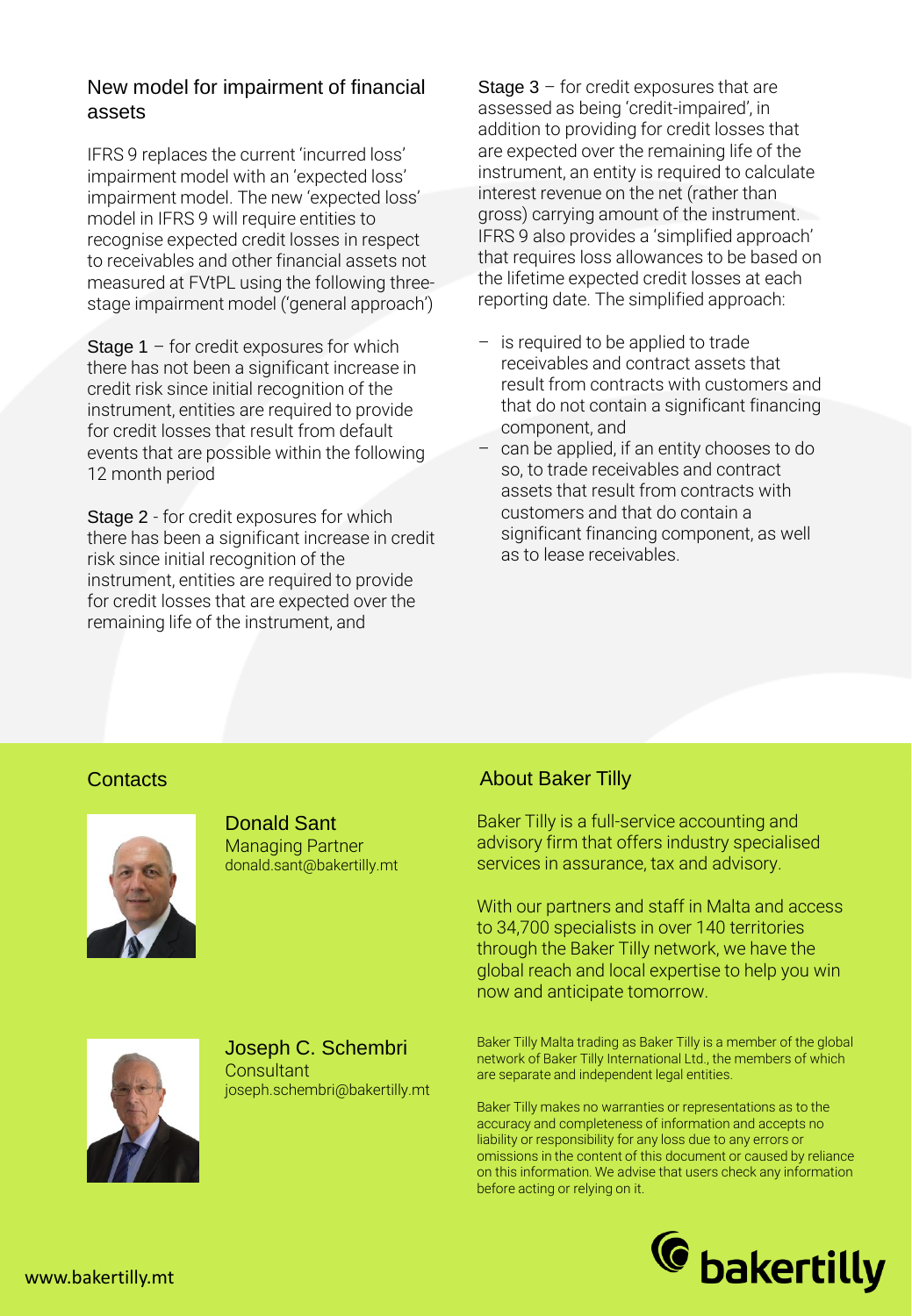## New model for impairment of financial assets

IFRS 9 replaces the current 'incurred loss' impairment model with an 'expected loss' impairment model. The new 'expected loss' model in IFRS 9 will require entities to recognise expected credit losses in respect to receivables and other financial assets not measured at FVtPL using the following three-stage impairment model ('general approach')

Stage 1 – for credit exposures for which there has not been a significant increase in credit risk since initial recognition of the instrument, entities are required to provide for credit losses that result from default events that are possible within the following 12 month period

Stage 2 - for credit exposures for which there has been a significant increase in credit risk since initial recognition of the instrument, entities are required to provide for credit losses that are expected over the remaining life of the instrument, and

Stage 3 – for credit exposures that are assessed as being 'credit-impaired', in addition to providing for credit losses that are expected over the remaining life of the instrument, an entity is required to calculate interest revenue on the net (rather than gross) carrying amount of the instrument. IFRS 9 also provides a 'simplified approach' that requires loss allowances to be based on the lifetime expected credit losses at each reporting date. The simplified approach:

- is required to be applied to trade receivables and contract assets that result from contracts with customers and that do not contain a significant financing component, and
- can be applied, if an entity chooses to do so, to trade receivables and contract assets that result from contracts with customers and that do contain a significant financing component, as well as to lease receivables.

## Contacts

Donald Sant
Managing Partner
donald.sant@bakertilly.mt

Joseph C. Schembri
Consultant
joseph.schembri@bakertilly.mt

## About Baker Tilly

Baker Tilly is a full-service accounting and advisory firm that offers industry specialised services in assurance, tax and advisory.

With our partners and staff in Malta and access to 34,700 specialists in over 140 territories through the Baker Tilly network, we have the global reach and local expertise to help you win now and anticipate tomorrow.

Baker Tilly Malta trading as Baker Tilly is a member of the global network of Baker Tilly International Ltd., the members of which are separate and independent legal entities.

Baker Tilly makes no warranties or representations as to the accuracy and completeness of information and accepts no liability or responsibility for any loss due to any errors or omissions in the content of this document or caused by reliance on this information. We advise that users check any information before acting or relying on it.

www.bakertilly.mt

bakertilly